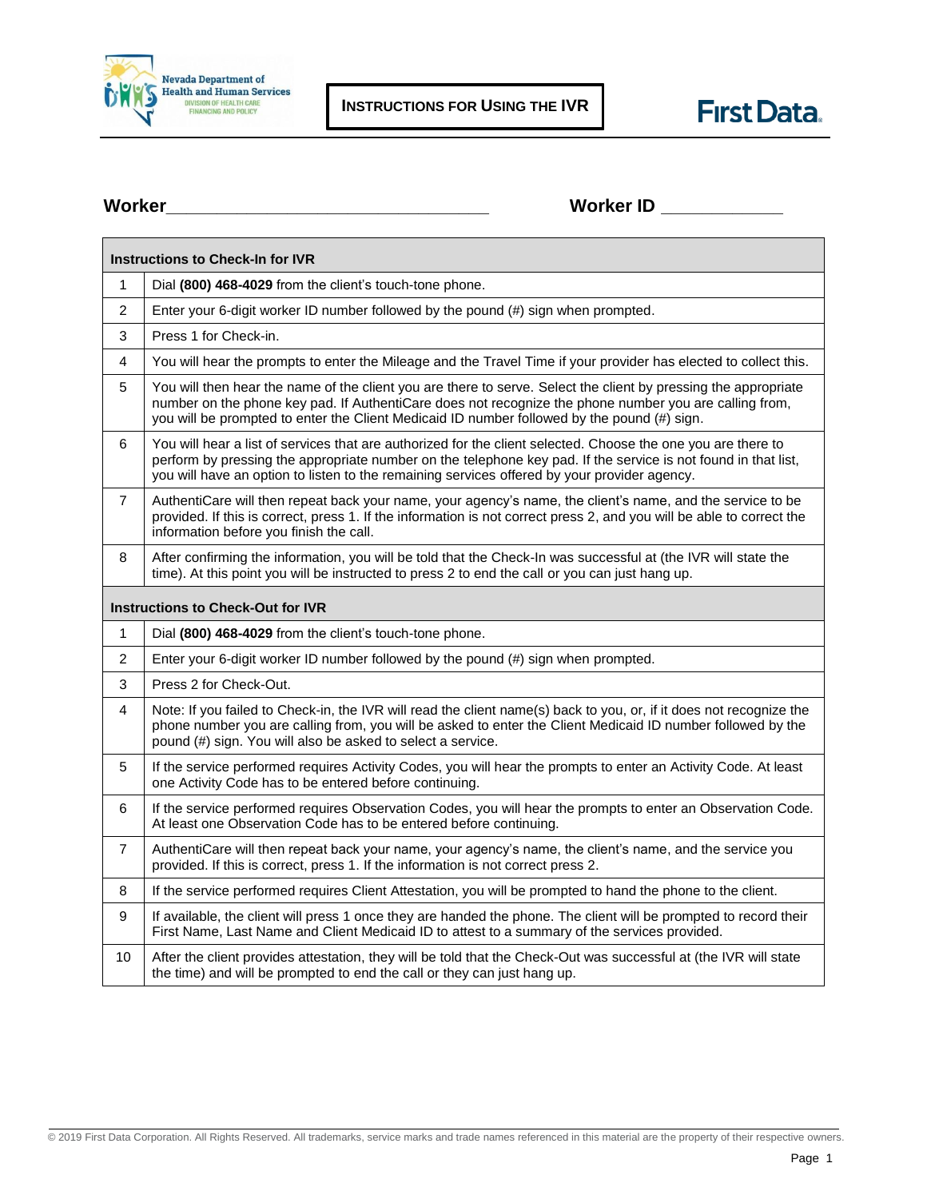Nevada Department of Health and Human Services
DIVISION OF HEALTH CARE FINANCING AND POLICY

# INSTRUCTIONS FOR USING THE IVR

First Data.

**Worker**\_\_\_\_\_\_\_\_\_\_\_\_\_\_\_\_\_\_\_\_\_\_\_\_\_\_\_\_\_\_\_\_\_\_ **Worker ID** \_\_\_\_\_\_\_\_\_\_\_\_

| **Instructions to Check-In for IVR** | |
|---|---|
| 1 | Dial **(800) 468-4029** from the client's touch-tone phone. |
| 2 | Enter your 6-digit worker ID number followed by the pound (#) sign when prompted. |
| 3 | Press 1 for Check-in. |
| 4 | You will hear the prompts to enter the Mileage and the Travel Time if your provider has elected to collect this. |
| 5 | You will then hear the name of the client you are there to serve. Select the client by pressing the appropriate number on the phone key pad. If AuthentiCare does not recognize the phone number you are calling from, you will be prompted to enter the Client Medicaid ID number followed by the pound (#) sign. |
| 6 | You will hear a list of services that are authorized for the client selected. Choose the one you are there to perform by pressing the appropriate number on the telephone key pad. If the service is not found in that list, you will have an option to listen to the remaining services offered by your provider agency. |
| 7 | AuthentiCare will then repeat back your name, your agency's name, the client's name, and the service to be provided. If this is correct, press 1. If the information is not correct press 2, and you will be able to correct the information before you finish the call. |
| 8 | After confirming the information, you will be told that the Check-In was successful at (the IVR will state the time). At this point you will be instructed to press 2 to end the call or you can just hang up. |
| **Instructions to Check-Out for IVR** | |
| 1 | Dial **(800) 468-4029** from the client's touch-tone phone. |
| 2 | Enter your 6-digit worker ID number followed by the pound (#) sign when prompted. |
| 3 | Press 2 for Check-Out. |
| 4 | Note: If you failed to Check-in, the IVR will read the client name(s) back to you, or, if it does not recognize the phone number you are calling from, you will be asked to enter the Client Medicaid ID number followed by the pound (#) sign. You will also be asked to select a service. |
| 5 | If the service performed requires Activity Codes, you will hear the prompts to enter an Activity Code. At least one Activity Code has to be entered before continuing. |
| 6 | If the service performed requires Observation Codes, you will hear the prompts to enter an Observation Code. At least one Observation Code has to be entered before continuing. |
| 7 | AuthentiCare will then repeat back your name, your agency's name, the client's name, and the service you provided. If this is correct, press 1. If the information is not correct press 2. |
| 8 | If the service performed requires Client Attestation, you will be prompted to hand the phone to the client. |
| 9 | If available, the client will press 1 once they are handed the phone. The client will be prompted to record their First Name, Last Name and Client Medicaid ID to attest to a summary of the services provided. |
| 10 | After the client provides attestation, they will be told that the Check-Out was successful at (the IVR will state the time) and will be prompted to end the call or they can just hang up. |

© 2019 First Data Corporation. All Rights Reserved. All trademarks, service marks and trade names referenced in this material are the property of their respective owners.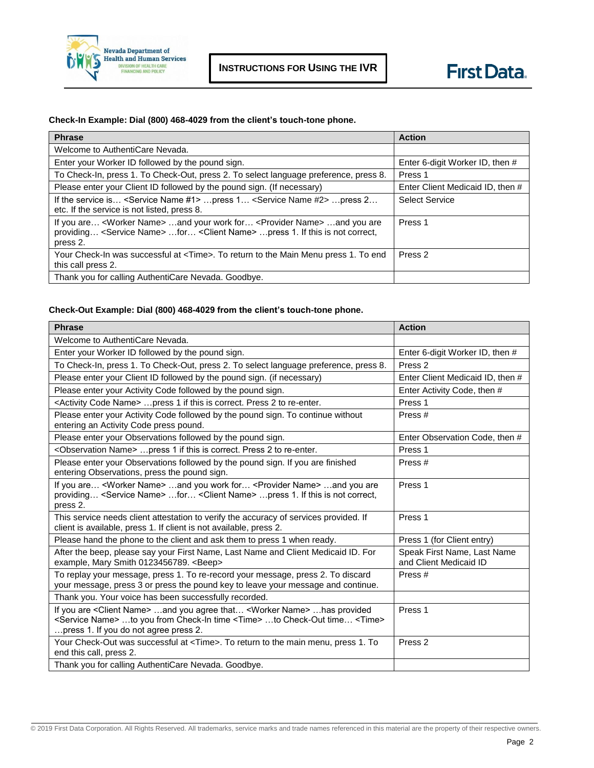**Check-In Example: Dial (800) 468-4029 from the client's touch-tone phone.**

| Phrase | Action |
|---|---|
| Welcome to AuthentiCare Nevada. | |
| Enter your Worker ID followed by the pound sign. | Enter 6-digit Worker ID, then # |
| To Check-In, press 1. To Check-Out, press 2. To select language preference, press 8. | Press 1 |
| Please enter your Client ID followed by the pound sign. (If necessary) | Enter Client Medicaid ID, then # |
| If the service is… <Service Name #1> …press 1… <Service Name #2> …press 2… etc. If the service is not listed, press 8. | Select Service |
| If you are… <Worker Name> …and your work for… <Provider Name> …and you are providing… <Service Name> …for… <Client Name> …press 1. If this is not correct, press 2. | Press 1 |
| Your Check-In was successful at <Time>. To return to the Main Menu press 1. To end this call press 2. | Press 2 |
| Thank you for calling AuthentiCare Nevada. Goodbye. | |

**Check-Out Example: Dial (800) 468-4029 from the client's touch-tone phone.**

| Phrase | Action |
|---|---|
| Welcome to AuthentiCare Nevada. | |
| Enter your Worker ID followed by the pound sign. | Enter 6-digit Worker ID, then # |
| To Check-In, press 1. To Check-Out, press 2. To select language preference, press 8. | Press 2 |
| Please enter your Client ID followed by the pound sign. (if necessary) | Enter Client Medicaid ID, then # |
| Please enter your Activity Code followed by the pound sign. | Enter Activity Code, then # |
| <Activity Code Name> …press 1 if this is correct. Press 2 to re-enter. | Press 1 |
| Please enter your Activity Code followed by the pound sign. To continue without entering an Activity Code press pound. | Press # |
| Please enter your Observations followed by the pound sign. | Enter Observation Code, then # |
| <Observation Name> …press 1 if this is correct. Press 2 to re-enter. | Press 1 |
| Please enter your Observations followed by the pound sign. If you are finished entering Observations, press the pound sign. | Press # |
| If you are… <Worker Name> …and you work for… <Provider Name> …and you are providing… <Service Name> …for… <Client Name> …press 1. If this is not correct, press 2. | Press 1 |
| This service needs client attestation to verify the accuracy of services provided. If client is available, press 1. If client is not available, press 2. | Press 1 |
| Please hand the phone to the client and ask them to press 1 when ready. | Press 1 (for Client entry) |
| After the beep, please say your First Name, Last Name and Client Medicaid ID. For example, Mary Smith 0123456789. <Beep> | Speak First Name, Last Name and Client Medicaid ID |
| To replay your message, press 1. To re-record your message, press 2. To discard your message, press 3 or press the pound key to leave your message and continue. | Press # |
| Thank you. Your voice has been successfully recorded. | |
| If you are <Client Name> …and you agree that… <Worker Name> …has provided <Service Name> …to you from Check-In time <Time> …to Check-Out time… <Time> …press 1. If you do not agree press 2. | Press 1 |
| Your Check-Out was successful at <Time>. To return to the main menu, press 1. To end this call, press 2. | Press 2 |
| Thank you for calling AuthentiCare Nevada. Goodbye. | |

© 2019 First Data Corporation. All Rights Reserved. All trademarks, service marks and trade names referenced in this material are the property of their respective owners.